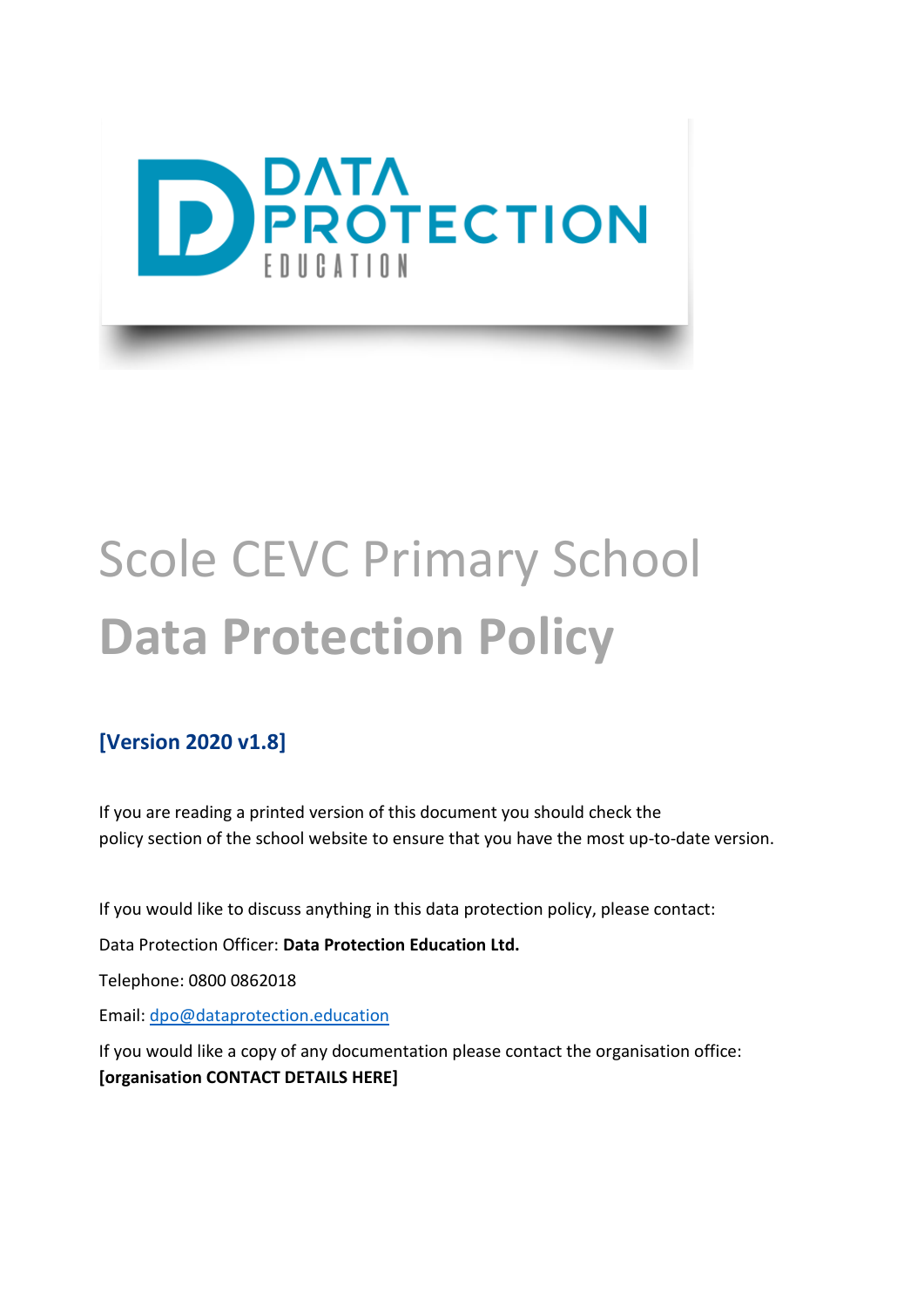# Scole CEVC Primary School

# **Data Protection Policy**

**[Version 2020 v1.8]**

If you are reading a printed version of this document you should check the policy section of the school website to ensure that you have the most up-to-date version.

If you would like to discuss anything in this data protection policy, please contact:

Data Protection Officer: **Data Protection Education Ltd.**

Telephone: 0800 0862018

Email: dpo@dataprotection.education

If you would like a copy of any documentation please contact the organisation office:
**[organisation CONTACT DETAILS HERE]**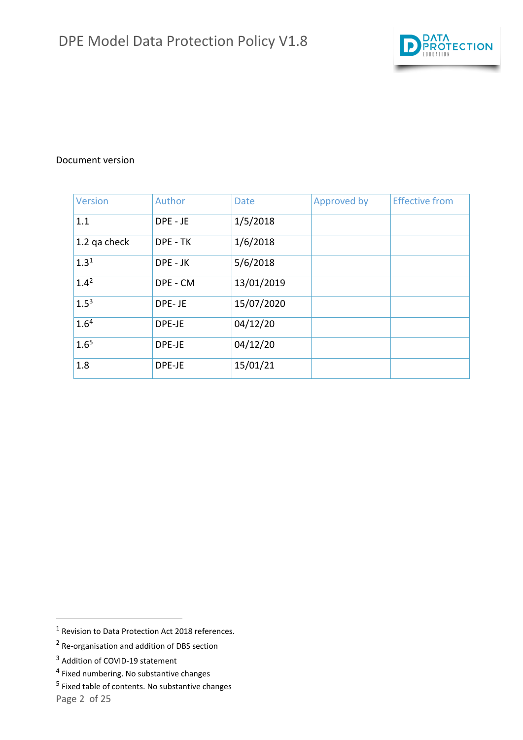Document version

| Version | Author | Date | Approved by | Effective from |
|---|---|---|---|---|
| 1.1 | DPE - JE | 1/5/2018 | | |
| 1.2 qa check | DPE - TK | 1/6/2018 | | |
| 1.3[1] | DPE - JK | 5/6/2018 | | |
| 1.4[2] | DPE - CM | 13/01/2019 | | |
| 1.5[3] | DPE- JE | 15/07/2020 | | |
| 1.6[4] | DPE-JE | 04/12/20 | | |
| 1.6[5] | DPE-JE | 04/12/20 | | |
| 1.8 | DPE-JE | 15/01/21 | | |

[1] Revision to Data Protection Act 2018 references.

[2] Re-organisation and addition of DBS section

[3] Addition of COVID-19 statement

[4] Fixed numbering. No substantive changes

[5] Fixed table of contents. No substantive changes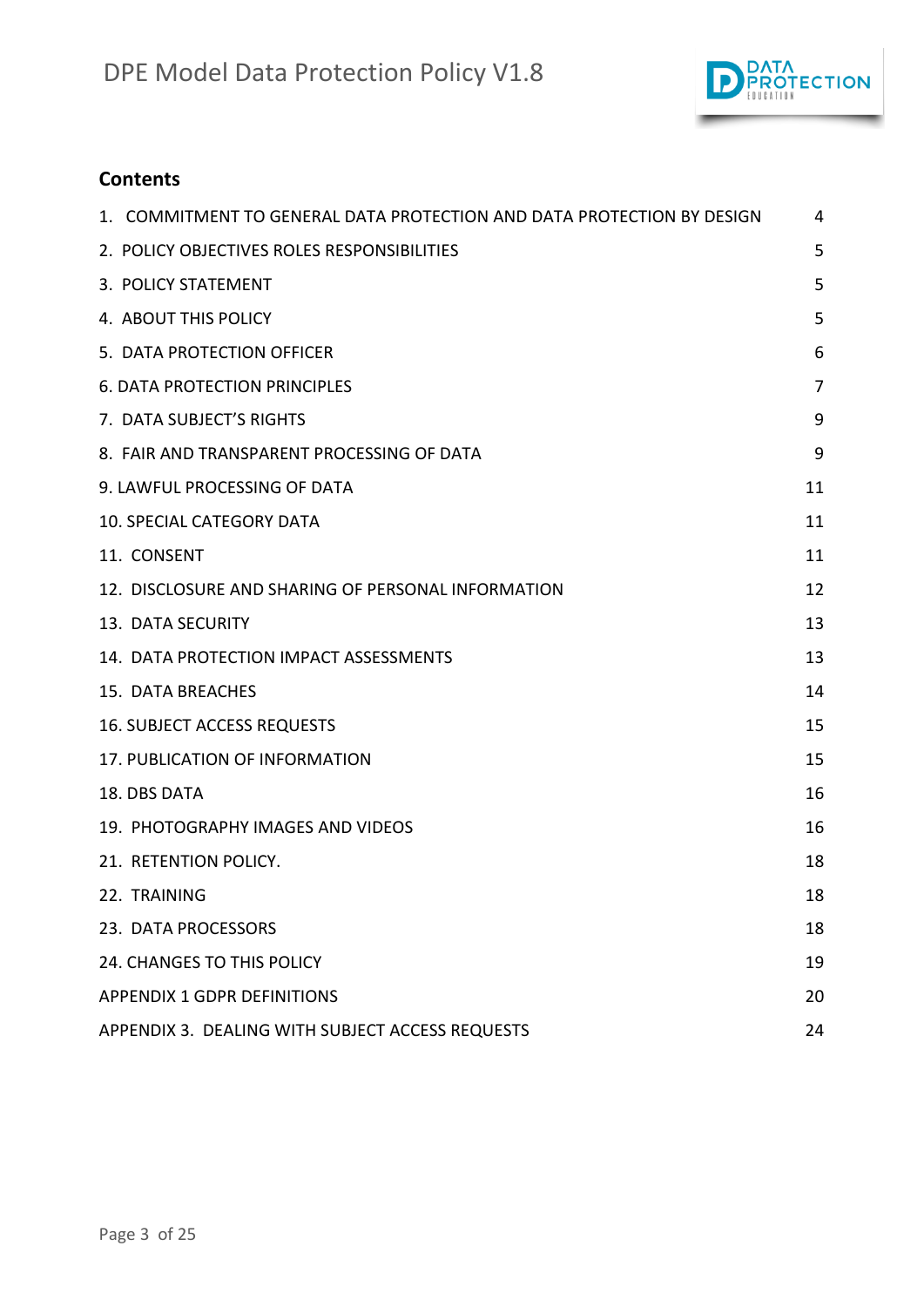## Contents

| | |
|---|---|
| 1. COMMITMENT TO GENERAL DATA PROTECTION AND DATA PROTECTION BY DESIGN | 4 |
| 2. POLICY OBJECTIVES ROLES RESPONSIBILITIES | 5 |
| 3. POLICY STATEMENT | 5 |
| 4. ABOUT THIS POLICY | 5 |
| 5. DATA PROTECTION OFFICER | 6 |
| 6. DATA PROTECTION PRINCIPLES | 7 |
| 7. DATA SUBJECT'S RIGHTS | 9 |
| 8. FAIR AND TRANSPARENT PROCESSING OF DATA | 9 |
| 9. LAWFUL PROCESSING OF DATA | 11 |
| 10. SPECIAL CATEGORY DATA | 11 |
| 11. CONSENT | 11 |
| 12. DISCLOSURE AND SHARING OF PERSONAL INFORMATION | 12 |
| 13. DATA SECURITY | 13 |
| 14. DATA PROTECTION IMPACT ASSESSMENTS | 13 |
| 15. DATA BREACHES | 14 |
| 16. SUBJECT ACCESS REQUESTS | 15 |
| 17. PUBLICATION OF INFORMATION | 15 |
| 18. DBS DATA | 16 |
| 19. PHOTOGRAPHY IMAGES AND VIDEOS | 16 |
| 21. RETENTION POLICY. | 18 |
| 22. TRAINING | 18 |
| 23. DATA PROCESSORS | 18 |
| 24. CHANGES TO THIS POLICY | 19 |
| APPENDIX 1 GDPR DEFINITIONS | 20 |
| APPENDIX 3. DEALING WITH SUBJECT ACCESS REQUESTS | 24 |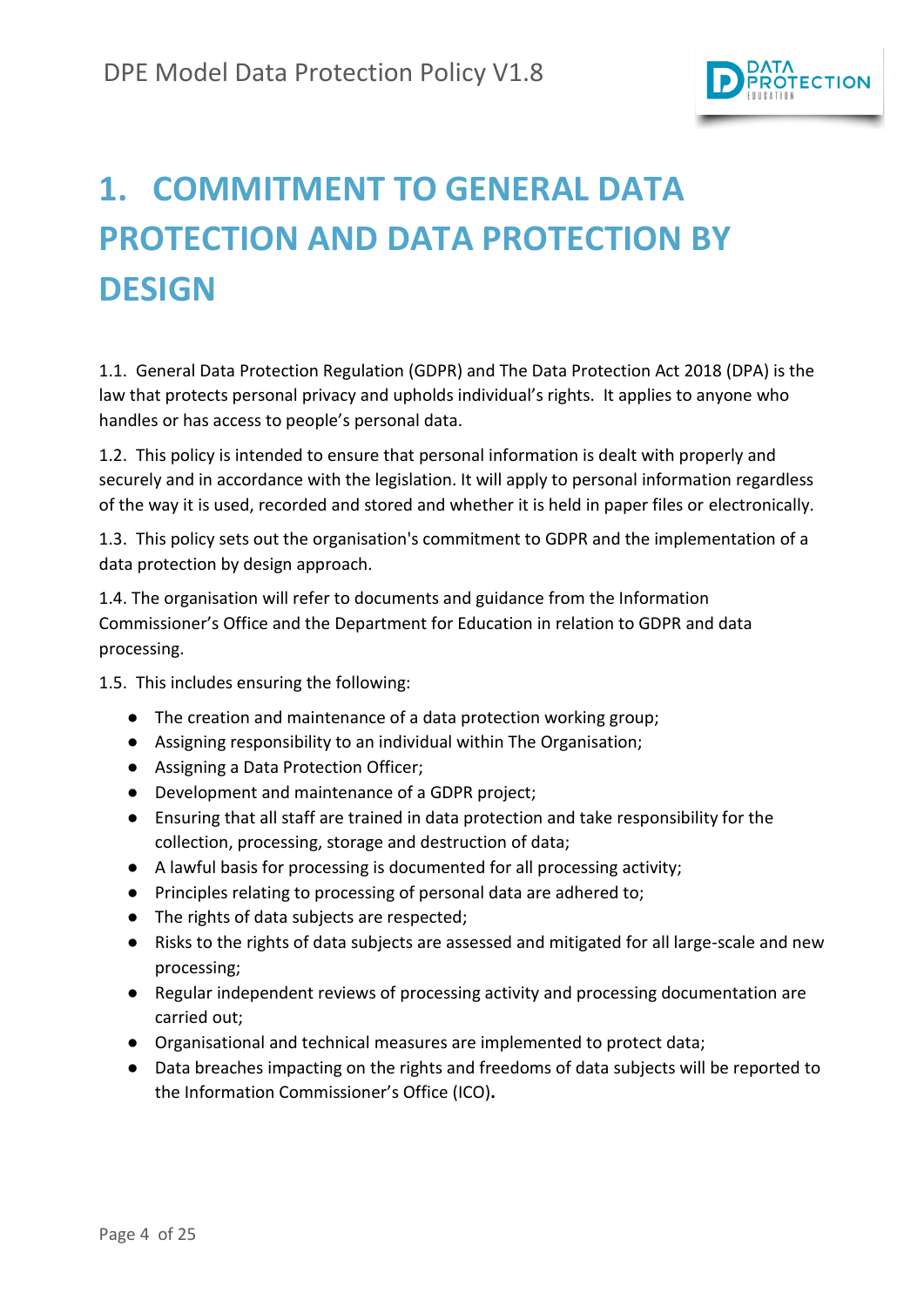# 1. COMMITMENT TO GENERAL DATA PROTECTION AND DATA PROTECTION BY DESIGN

1.1. General Data Protection Regulation (GDPR) and The Data Protection Act 2018 (DPA) is the law that protects personal privacy and upholds individual's rights. It applies to anyone who handles or has access to people's personal data.

1.2. This policy is intended to ensure that personal information is dealt with properly and securely and in accordance with the legislation. It will apply to personal information regardless of the way it is used, recorded and stored and whether it is held in paper files or electronically.

1.3. This policy sets out the organisation's commitment to GDPR and the implementation of a data protection by design approach.

1.4. The organisation will refer to documents and guidance from the Information Commissioner's Office and the Department for Education in relation to GDPR and data processing.

1.5. This includes ensuring the following:

- The creation and maintenance of a data protection working group;
- Assigning responsibility to an individual within The Organisation;
- Assigning a Data Protection Officer;
- Development and maintenance of a GDPR project;
- Ensuring that all staff are trained in data protection and take responsibility for the collection, processing, storage and destruction of data;
- A lawful basis for processing is documented for all processing activity;
- Principles relating to processing of personal data are adhered to;
- The rights of data subjects are respected;
- Risks to the rights of data subjects are assessed and mitigated for all large-scale and new processing;
- Regular independent reviews of processing activity and processing documentation are carried out;
- Organisational and technical measures are implemented to protect data;
- Data breaches impacting on the rights and freedoms of data subjects will be reported to the Information Commissioner's Office (ICO).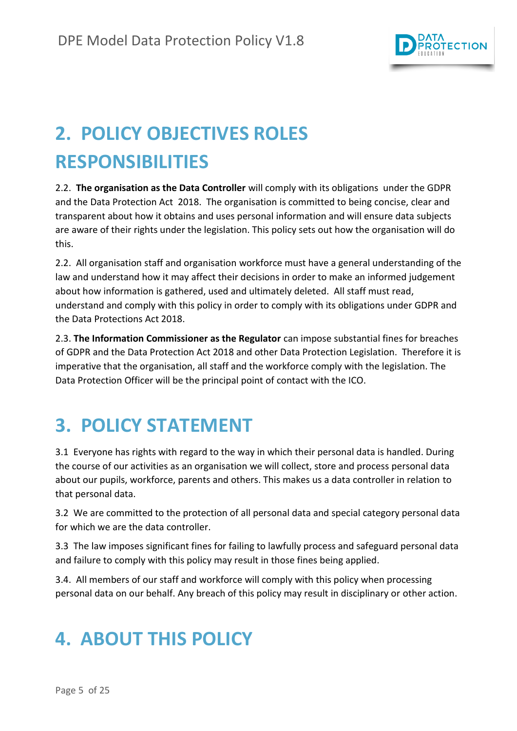# 2. POLICY OBJECTIVES ROLES RESPONSIBILITIES

2.2. **The organisation as the Data Controller** will comply with its obligations under the GDPR and the Data Protection Act 2018. The organisation is committed to being concise, clear and transparent about how it obtains and uses personal information and will ensure data subjects are aware of their rights under the legislation. This policy sets out how the organisation will do this.

2.2. All organisation staff and organisation workforce must have a general understanding of the law and understand how it may affect their decisions in order to make an informed judgement about how information is gathered, used and ultimately deleted. All staff must read, understand and comply with this policy in order to comply with its obligations under GDPR and the Data Protections Act 2018.

2.3. **The Information Commissioner as the Regulator** can impose substantial fines for breaches of GDPR and the Data Protection Act 2018 and other Data Protection Legislation. Therefore it is imperative that the organisation, all staff and the workforce comply with the legislation. The Data Protection Officer will be the principal point of contact with the ICO.

# 3. POLICY STATEMENT

3.1 Everyone has rights with regard to the way in which their personal data is handled. During the course of our activities as an organisation we will collect, store and process personal data about our pupils, workforce, parents and others. This makes us a data controller in relation to that personal data.

3.2 We are committed to the protection of all personal data and special category personal data for which we are the data controller.

3.3 The law imposes significant fines for failing to lawfully process and safeguard personal data and failure to comply with this policy may result in those fines being applied.

3.4. All members of our staff and workforce will comply with this policy when processing personal data on our behalf. Any breach of this policy may result in disciplinary or other action.

# 4. ABOUT THIS POLICY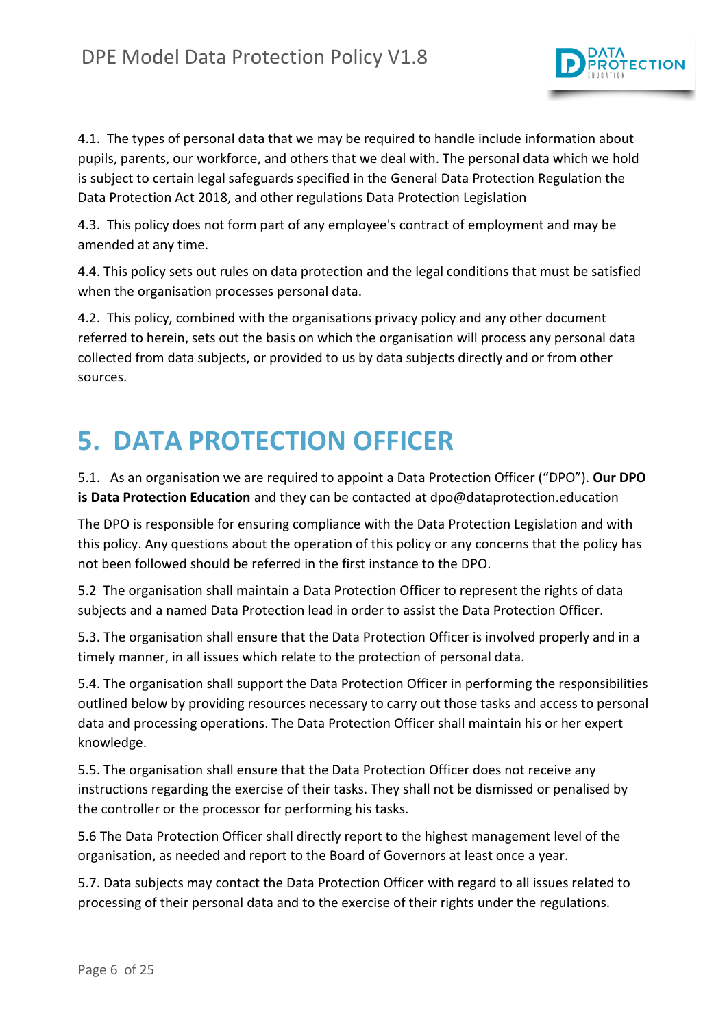4.1. The types of personal data that we may be required to handle include information about pupils, parents, our workforce, and others that we deal with. The personal data which we hold is subject to certain legal safeguards specified in the General Data Protection Regulation the Data Protection Act 2018, and other regulations Data Protection Legislation

4.3. This policy does not form part of any employee's contract of employment and may be amended at any time.

4.4. This policy sets out rules on data protection and the legal conditions that must be satisfied when the organisation processes personal data.

4.2. This policy, combined with the organisations privacy policy and any other document referred to herein, sets out the basis on which the organisation will process any personal data collected from data subjects, or provided to us by data subjects directly and or from other sources.

# 5. DATA PROTECTION OFFICER

5.1. As an organisation we are required to appoint a Data Protection Officer ("DPO"). **Our DPO is Data Protection Education** and they can be contacted at dpo@dataprotection.education

The DPO is responsible for ensuring compliance with the Data Protection Legislation and with this policy. Any questions about the operation of this policy or any concerns that the policy has not been followed should be referred in the first instance to the DPO.

5.2 The organisation shall maintain a Data Protection Officer to represent the rights of data subjects and a named Data Protection lead in order to assist the Data Protection Officer.

5.3. The organisation shall ensure that the Data Protection Officer is involved properly and in a timely manner, in all issues which relate to the protection of personal data.

5.4. The organisation shall support the Data Protection Officer in performing the responsibilities outlined below by providing resources necessary to carry out those tasks and access to personal data and processing operations. The Data Protection Officer shall maintain his or her expert knowledge.

5.5. The organisation shall ensure that the Data Protection Officer does not receive any instructions regarding the exercise of their tasks. They shall not be dismissed or penalised by the controller or the processor for performing his tasks.

5.6 The Data Protection Officer shall directly report to the highest management level of the organisation, as needed and report to the Board of Governors at least once a year.

5.7. Data subjects may contact the Data Protection Officer with regard to all issues related to processing of their personal data and to the exercise of their rights under the regulations.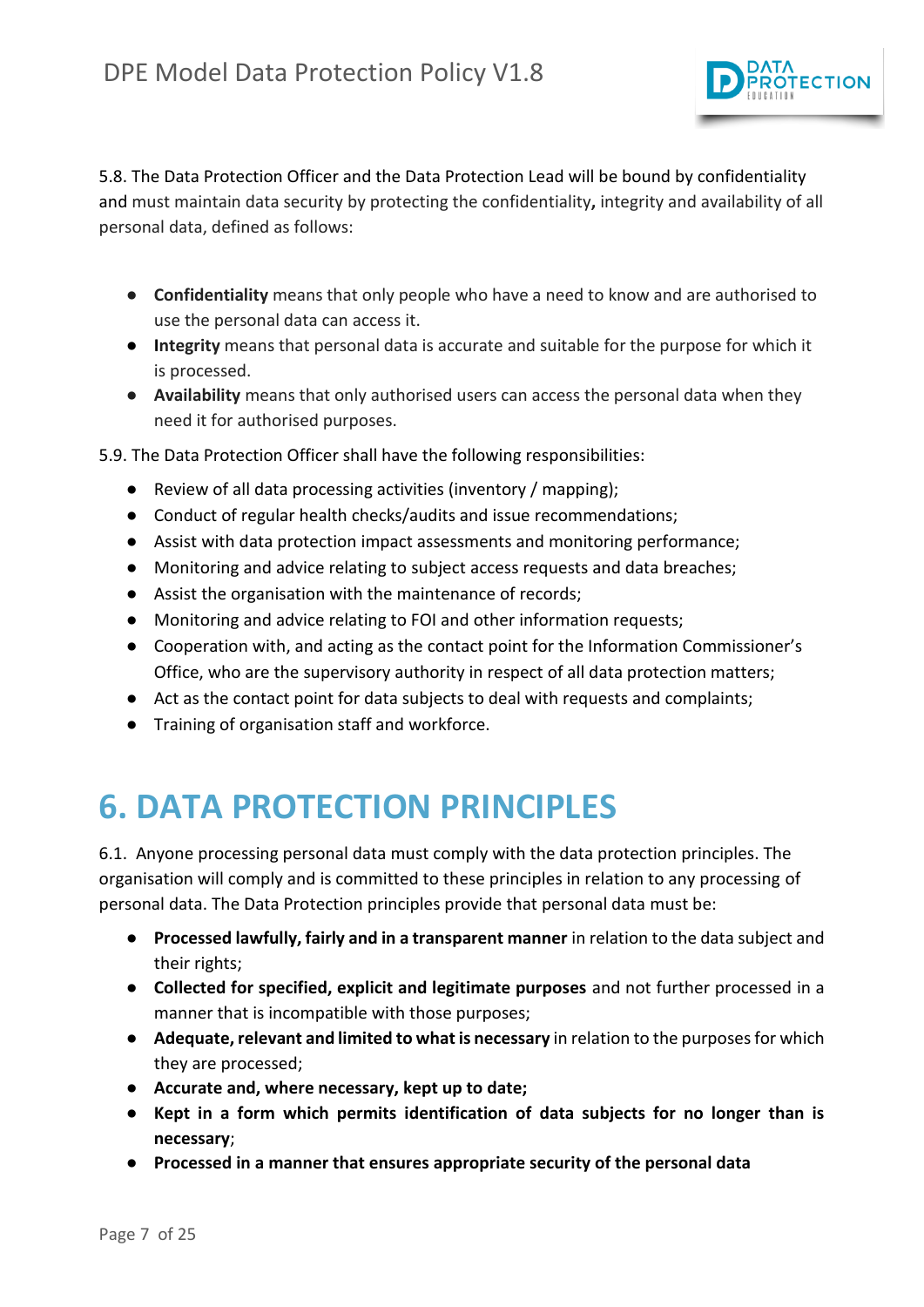5.8. The Data Protection Officer and the Data Protection Lead will be bound by confidentiality and must maintain data security by protecting the confidentiality**,** integrity and availability of all personal data, defined as follows:

- **Confidentiality** means that only people who have a need to know and are authorised to use the personal data can access it.
- **Integrity** means that personal data is accurate and suitable for the purpose for which it is processed.
- **Availability** means that only authorised users can access the personal data when they need it for authorised purposes.

5.9. The Data Protection Officer shall have the following responsibilities:

- Review of all data processing activities (inventory / mapping);
- Conduct of regular health checks/audits and issue recommendations;
- Assist with data protection impact assessments and monitoring performance;
- Monitoring and advice relating to subject access requests and data breaches;
- Assist the organisation with the maintenance of records;
- Monitoring and advice relating to FOI and other information requests;
- Cooperation with, and acting as the contact point for the Information Commissioner's Office, who are the supervisory authority in respect of all data protection matters;
- Act as the contact point for data subjects to deal with requests and complaints;
- Training of organisation staff and workforce.

# 6. DATA PROTECTION PRINCIPLES

6.1. Anyone processing personal data must comply with the data protection principles. The organisation will comply and is committed to these principles in relation to any processing of personal data. The Data Protection principles provide that personal data must be:

- **Processed lawfully, fairly and in a transparent manner** in relation to the data subject and their rights;
- **Collected for specified, explicit and legitimate purposes** and not further processed in a manner that is incompatible with those purposes;
- **Adequate, relevant and limited to what is necessary** in relation to the purposes for which they are processed;
- **Accurate and, where necessary, kept up to date;**
- **Kept in a form which permits identification of data subjects for no longer than is necessary**;
- **Processed in a manner that ensures appropriate security of the personal data**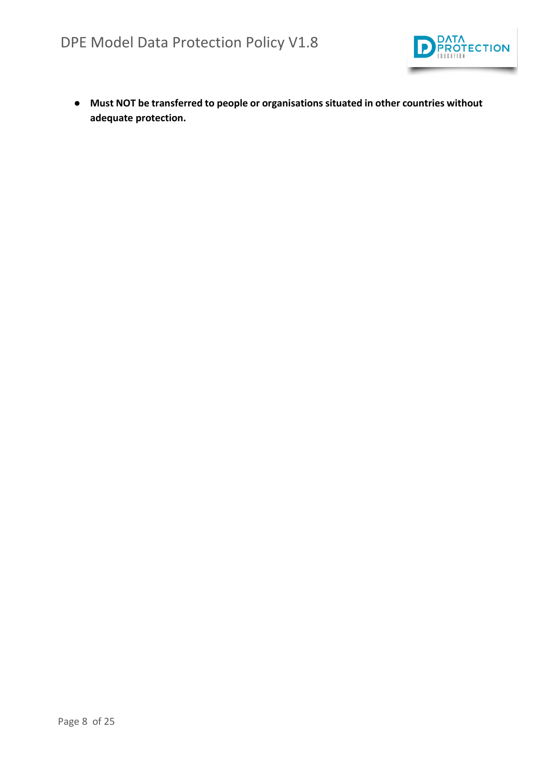- **Must NOT be transferred to people or organisations situated in other countries without adequate protection.**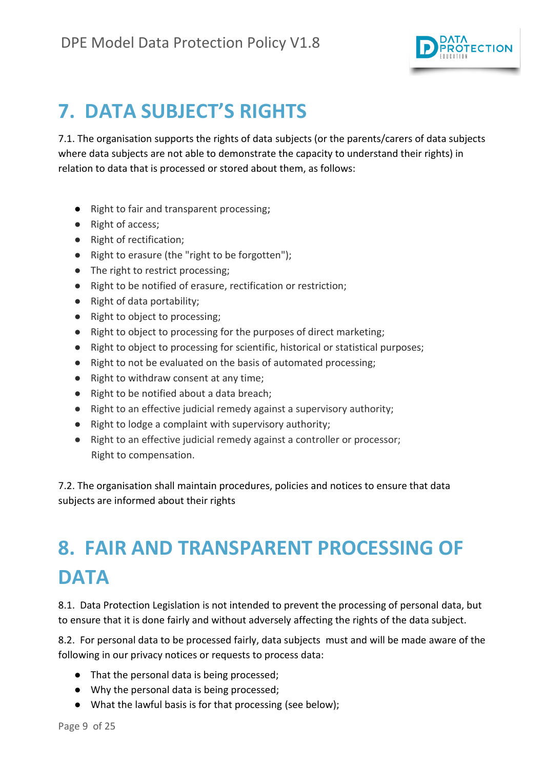# 7. DATA SUBJECT'S RIGHTS

7.1. The organisation supports the rights of data subjects (or the parents/carers of data subjects where data subjects are not able to demonstrate the capacity to understand their rights) in relation to data that is processed or stored about them, as follows:

- Right to fair and transparent processing;
- Right of access;
- Right of rectification;
- Right to erasure (the "right to be forgotten");
- The right to restrict processing;
- Right to be notified of erasure, rectification or restriction;
- Right of data portability;
- Right to object to processing;
- Right to object to processing for the purposes of direct marketing;
- Right to object to processing for scientific, historical or statistical purposes;
- Right to not be evaluated on the basis of automated processing;
- Right to withdraw consent at any time;
- Right to be notified about a data breach;
- Right to an effective judicial remedy against a supervisory authority;
- Right to lodge a complaint with supervisory authority;
- Right to an effective judicial remedy against a controller or processor;
  Right to compensation.

7.2. The organisation shall maintain procedures, policies and notices to ensure that data subjects are informed about their rights

# 8. FAIR AND TRANSPARENT PROCESSING OF DATA

8.1. Data Protection Legislation is not intended to prevent the processing of personal data, but to ensure that it is done fairly and without adversely affecting the rights of the data subject.

8.2. For personal data to be processed fairly, data subjects must and will be made aware of the following in our privacy notices or requests to process data:

- That the personal data is being processed;
- Why the personal data is being processed;
- What the lawful basis is for that processing (see below);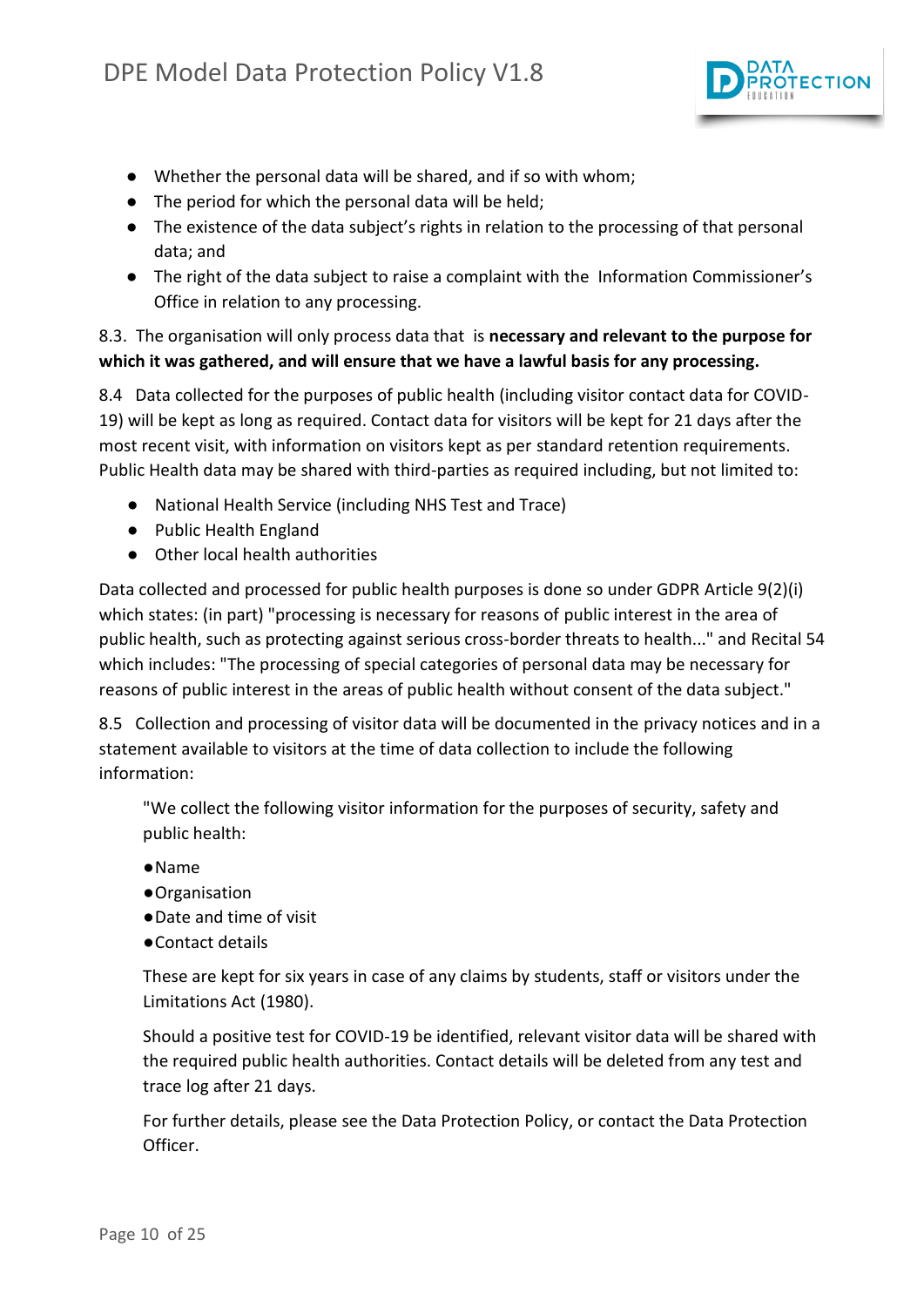- Whether the personal data will be shared, and if so with whom;
- The period for which the personal data will be held;
- The existence of the data subject's rights in relation to the processing of that personal data; and
- The right of the data subject to raise a complaint with the Information Commissioner's Office in relation to any processing.

8.3. The organisation will only process data that is **necessary and relevant to the purpose for which it was gathered, and will ensure that we have a lawful basis for any processing.**

8.4 Data collected for the purposes of public health (including visitor contact data for COVID-19) will be kept as long as required. Contact data for visitors will be kept for 21 days after the most recent visit, with information on visitors kept as per standard retention requirements. Public Health data may be shared with third-parties as required including, but not limited to:

- National Health Service (including NHS Test and Trace)
- Public Health England
- Other local health authorities

Data collected and processed for public health purposes is done so under GDPR Article 9(2)(i) which states: (in part) "processing is necessary for reasons of public interest in the area of public health, such as protecting against serious cross-border threats to health..." and Recital 54 which includes: "The processing of special categories of personal data may be necessary for reasons of public interest in the areas of public health without consent of the data subject."

8.5 Collection and processing of visitor data will be documented in the privacy notices and in a statement available to visitors at the time of data collection to include the following information:

> "We collect the following visitor information for the purposes of security, safety and public health:
>
> - Name
> - Organisation
> - Date and time of visit
> - Contact details
>
> These are kept for six years in case of any claims by students, staff or visitors under the Limitations Act (1980).
>
> Should a positive test for COVID-19 be identified, relevant visitor data will be shared with the required public health authorities. Contact details will be deleted from any test and trace log after 21 days.
>
> For further details, please see the Data Protection Policy, or contact the Data Protection Officer.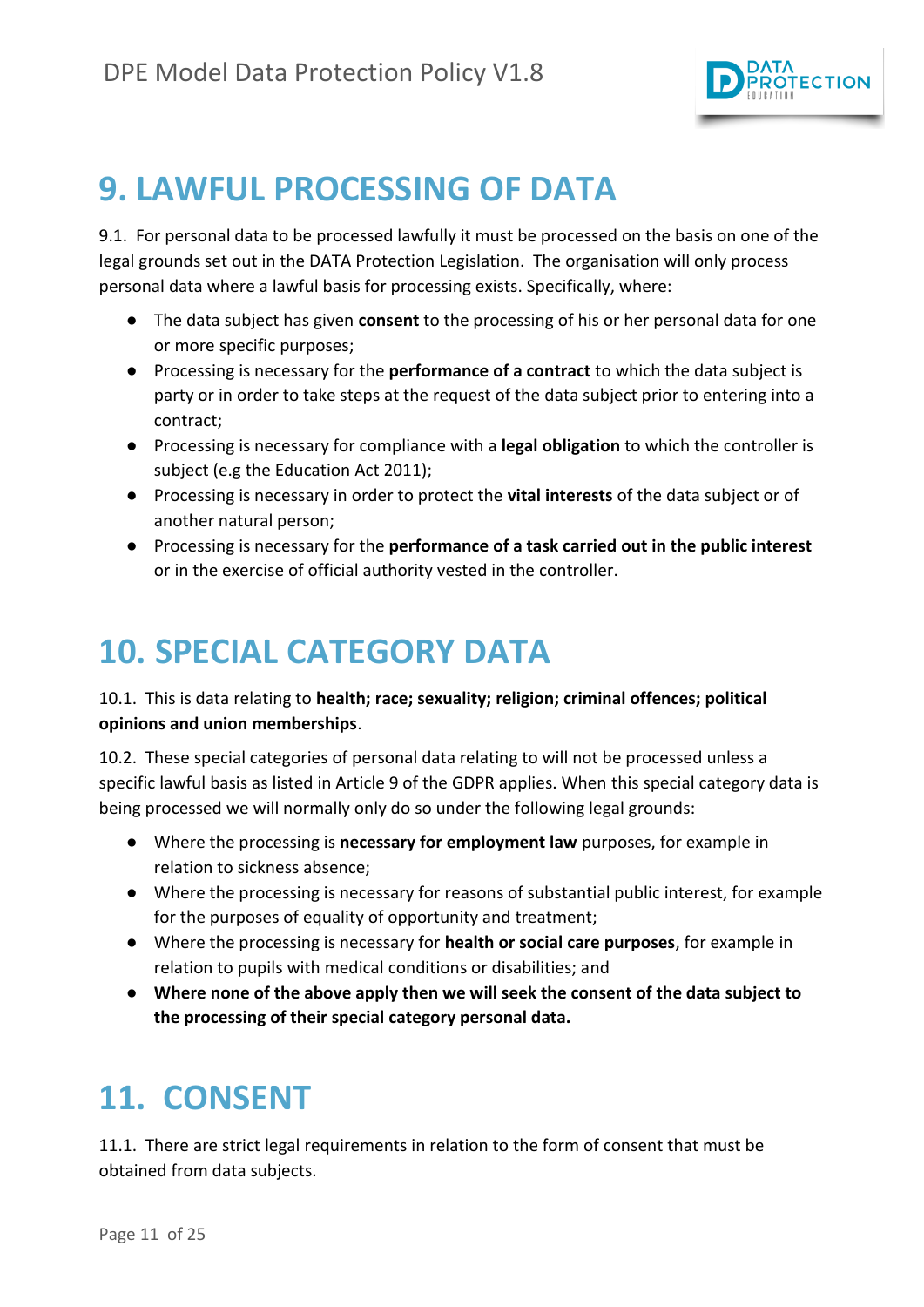# 9. LAWFUL PROCESSING OF DATA

9.1. For personal data to be processed lawfully it must be processed on the basis on one of the legal grounds set out in the DATA Protection Legislation. The organisation will only process personal data where a lawful basis for processing exists. Specifically, where:

- The data subject has given **consent** to the processing of his or her personal data for one or more specific purposes;
- Processing is necessary for the **performance of a contract** to which the data subject is party or in order to take steps at the request of the data subject prior to entering into a contract;
- Processing is necessary for compliance with a **legal obligation** to which the controller is subject (e.g the Education Act 2011);
- Processing is necessary in order to protect the **vital interests** of the data subject or of another natural person;
- Processing is necessary for the **performance of a task carried out in the public interest** or in the exercise of official authority vested in the controller.

# 10. SPECIAL CATEGORY DATA

10.1. This is data relating to **health; race; sexuality; religion; criminal offences; political opinions and union memberships**.

10.2. These special categories of personal data relating to will not be processed unless a specific lawful basis as listed in Article 9 of the GDPR applies. When this special category data is being processed we will normally only do so under the following legal grounds:

- Where the processing is **necessary for employment law** purposes, for example in relation to sickness absence;
- Where the processing is necessary for reasons of substantial public interest, for example for the purposes of equality of opportunity and treatment;
- Where the processing is necessary for **health or social care purposes**, for example in relation to pupils with medical conditions or disabilities; and
- **Where none of the above apply then we will seek the consent of the data subject to the processing of their special category personal data.**

# 11. CONSENT

11.1. There are strict legal requirements in relation to the form of consent that must be obtained from data subjects.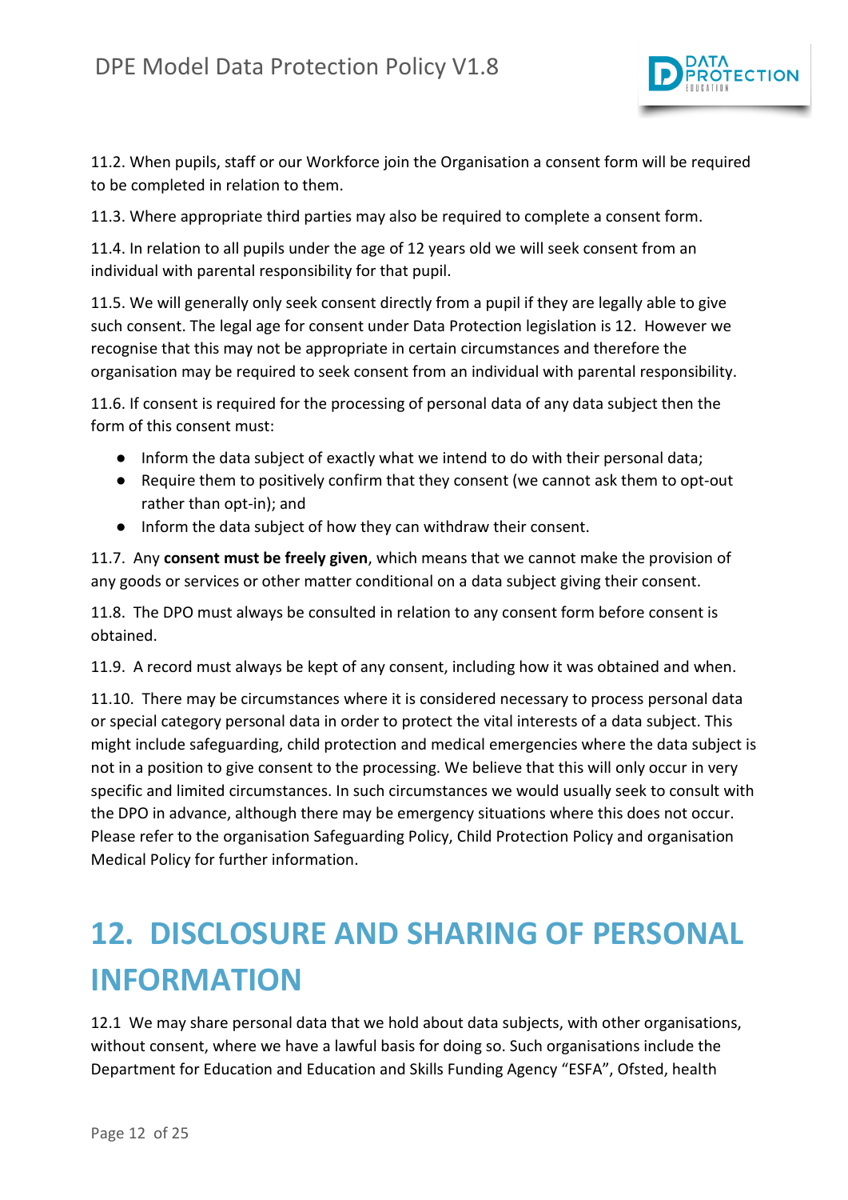11.2. When pupils, staff or our Workforce join the Organisation a consent form will be required to be completed in relation to them.

11.3. Where appropriate third parties may also be required to complete a consent form.

11.4. In relation to all pupils under the age of 12 years old we will seek consent from an individual with parental responsibility for that pupil.

11.5. We will generally only seek consent directly from a pupil if they are legally able to give such consent. The legal age for consent under Data Protection legislation is 12. However we recognise that this may not be appropriate in certain circumstances and therefore the organisation may be required to seek consent from an individual with parental responsibility.

11.6. If consent is required for the processing of personal data of any data subject then the form of this consent must:

- Inform the data subject of exactly what we intend to do with their personal data;
- Require them to positively confirm that they consent (we cannot ask them to opt-out rather than opt-in); and
- Inform the data subject of how they can withdraw their consent.

11.7. Any **consent must be freely given**, which means that we cannot make the provision of any goods or services or other matter conditional on a data subject giving their consent.

11.8. The DPO must always be consulted in relation to any consent form before consent is obtained.

11.9. A record must always be kept of any consent, including how it was obtained and when.

11.10. There may be circumstances where it is considered necessary to process personal data or special category personal data in order to protect the vital interests of a data subject. This might include safeguarding, child protection and medical emergencies where the data subject is not in a position to give consent to the processing. We believe that this will only occur in very specific and limited circumstances. In such circumstances we would usually seek to consult with the DPO in advance, although there may be emergency situations where this does not occur. Please refer to the organisation Safeguarding Policy, Child Protection Policy and organisation Medical Policy for further information.

# 12. DISCLOSURE AND SHARING OF PERSONAL INFORMATION

12.1 We may share personal data that we hold about data subjects, with other organisations, without consent, where we have a lawful basis for doing so. Such organisations include the Department for Education and Education and Skills Funding Agency "ESFA", Ofsted, health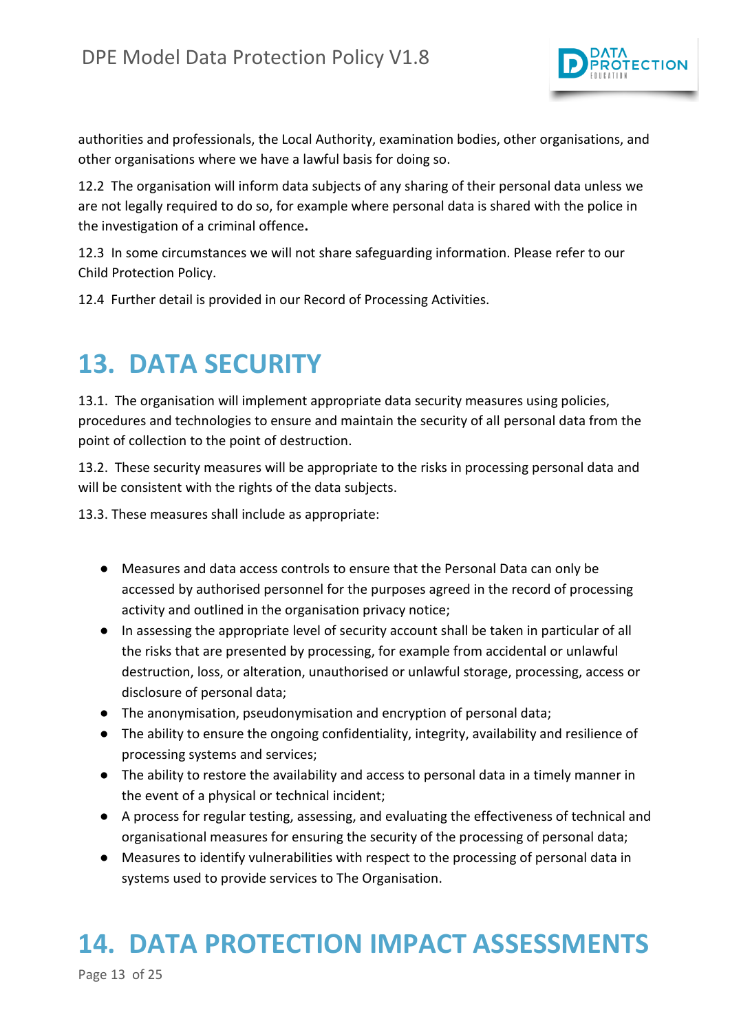authorities and professionals, the Local Authority, examination bodies, other organisations, and other organisations where we have a lawful basis for doing so.

12.2 The organisation will inform data subjects of any sharing of their personal data unless we are not legally required to do so, for example where personal data is shared with the police in the investigation of a criminal offence.

12.3 In some circumstances we will not share safeguarding information. Please refer to our Child Protection Policy.

12.4 Further detail is provided in our Record of Processing Activities.

# 13. DATA SECURITY

13.1. The organisation will implement appropriate data security measures using policies, procedures and technologies to ensure and maintain the security of all personal data from the point of collection to the point of destruction.

13.2. These security measures will be appropriate to the risks in processing personal data and will be consistent with the rights of the data subjects.

13.3. These measures shall include as appropriate:

- Measures and data access controls to ensure that the Personal Data can only be accessed by authorised personnel for the purposes agreed in the record of processing activity and outlined in the organisation privacy notice;
- In assessing the appropriate level of security account shall be taken in particular of all the risks that are presented by processing, for example from accidental or unlawful destruction, loss, or alteration, unauthorised or unlawful storage, processing, access or disclosure of personal data;
- The anonymisation, pseudonymisation and encryption of personal data;
- The ability to ensure the ongoing confidentiality, integrity, availability and resilience of processing systems and services;
- The ability to restore the availability and access to personal data in a timely manner in the event of a physical or technical incident;
- A process for regular testing, assessing, and evaluating the effectiveness of technical and organisational measures for ensuring the security of the processing of personal data;
- Measures to identify vulnerabilities with respect to the processing of personal data in systems used to provide services to The Organisation.

# 14. DATA PROTECTION IMPACT ASSESSMENTS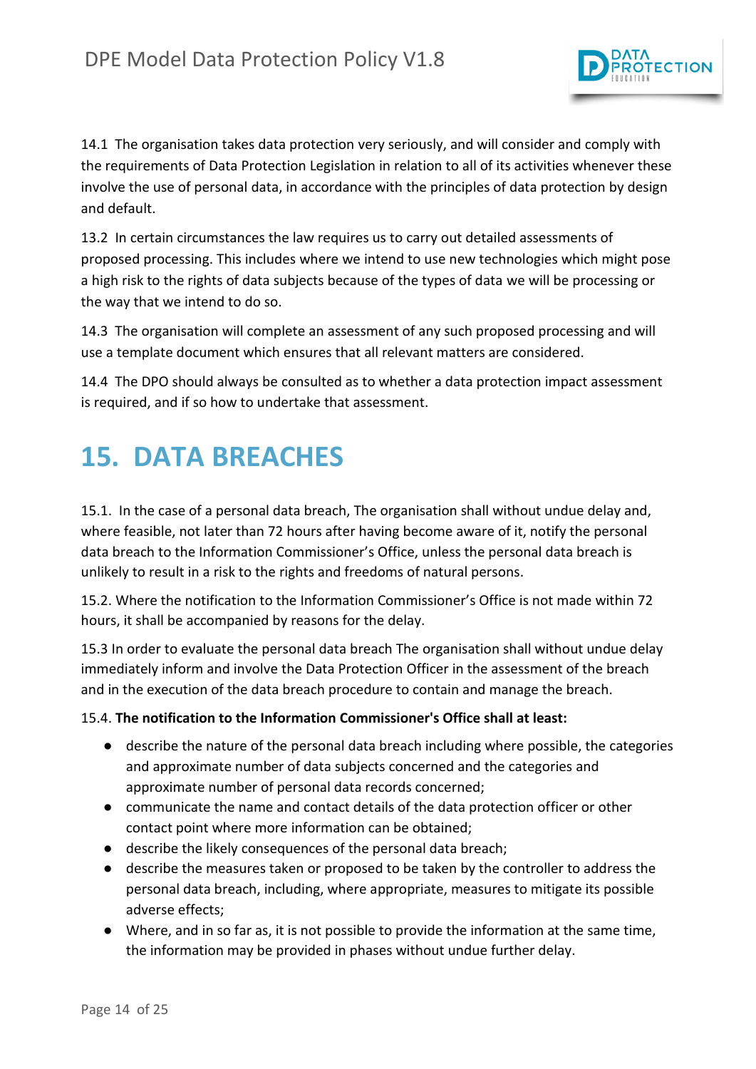14.1 The organisation takes data protection very seriously, and will consider and comply with the requirements of Data Protection Legislation in relation to all of its activities whenever these involve the use of personal data, in accordance with the principles of data protection by design and default.

13.2 In certain circumstances the law requires us to carry out detailed assessments of proposed processing. This includes where we intend to use new technologies which might pose a high risk to the rights of data subjects because of the types of data we will be processing or the way that we intend to do so.

14.3 The organisation will complete an assessment of any such proposed processing and will use a template document which ensures that all relevant matters are considered.

14.4 The DPO should always be consulted as to whether a data protection impact assessment is required, and if so how to undertake that assessment.

# 15. DATA BREACHES

15.1. In the case of a personal data breach, The organisation shall without undue delay and, where feasible, not later than 72 hours after having become aware of it, notify the personal data breach to the Information Commissioner's Office, unless the personal data breach is unlikely to result in a risk to the rights and freedoms of natural persons.

15.2. Where the notification to the Information Commissioner's Office is not made within 72 hours, it shall be accompanied by reasons for the delay.

15.3 In order to evaluate the personal data breach The organisation shall without undue delay immediately inform and involve the Data Protection Officer in the assessment of the breach and in the execution of the data breach procedure to contain and manage the breach.

15.4. **The notification to the Information Commissioner's Office shall at least:**

- describe the nature of the personal data breach including where possible, the categories and approximate number of data subjects concerned and the categories and approximate number of personal data records concerned;
- communicate the name and contact details of the data protection officer or other contact point where more information can be obtained;
- describe the likely consequences of the personal data breach;
- describe the measures taken or proposed to be taken by the controller to address the personal data breach, including, where appropriate, measures to mitigate its possible adverse effects;
- Where, and in so far as, it is not possible to provide the information at the same time, the information may be provided in phases without undue further delay.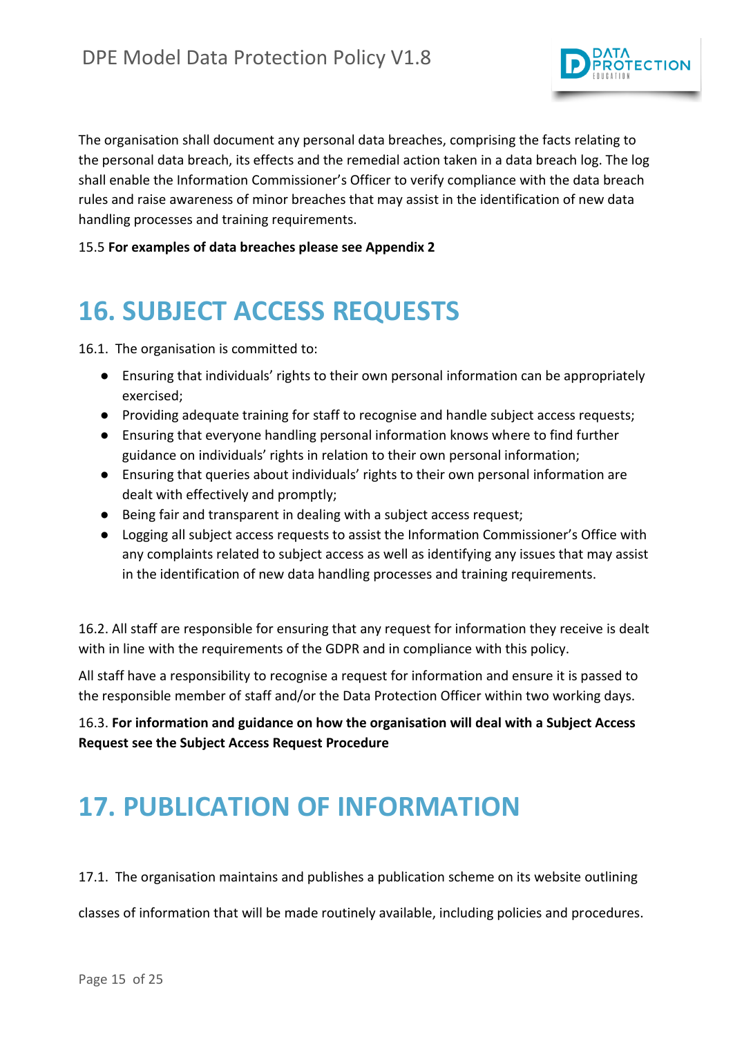The organisation shall document any personal data breaches, comprising the facts relating to the personal data breach, its effects and the remedial action taken in a data breach log. The log shall enable the Information Commissioner's Officer to verify compliance with the data breach rules and raise awareness of minor breaches that may assist in the identification of new data handling processes and training requirements.

15.5 **For examples of data breaches please see Appendix 2**

# 16. SUBJECT ACCESS REQUESTS

16.1. The organisation is committed to:

- Ensuring that individuals' rights to their own personal information can be appropriately exercised;
- Providing adequate training for staff to recognise and handle subject access requests;
- Ensuring that everyone handling personal information knows where to find further guidance on individuals' rights in relation to their own personal information;
- Ensuring that queries about individuals' rights to their own personal information are dealt with effectively and promptly;
- Being fair and transparent in dealing with a subject access request;
- Logging all subject access requests to assist the Information Commissioner's Office with any complaints related to subject access as well as identifying any issues that may assist in the identification of new data handling processes and training requirements.

16.2. All staff are responsible for ensuring that any request for information they receive is dealt with in line with the requirements of the GDPR and in compliance with this policy.

All staff have a responsibility to recognise a request for information and ensure it is passed to the responsible member of staff and/or the Data Protection Officer within two working days.

16.3. **For information and guidance on how the organisation will deal with a Subject Access Request see the Subject Access Request Procedure**

# 17. PUBLICATION OF INFORMATION

17.1. The organisation maintains and publishes a publication scheme on its website outlining classes of information that will be made routinely available, including policies and procedures.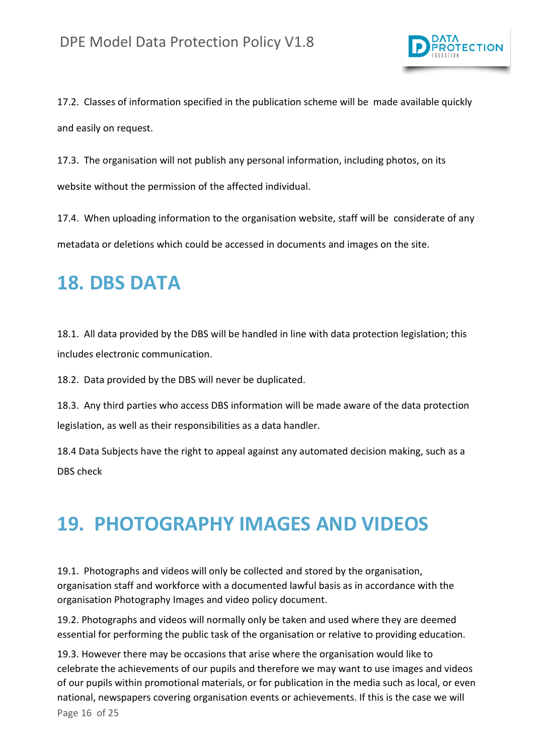17.2. Classes of information specified in the publication scheme will be made available quickly and easily on request.

17.3. The organisation will not publish any personal information, including photos, on its website without the permission of the affected individual.

17.4. When uploading information to the organisation website, staff will be considerate of any metadata or deletions which could be accessed in documents and images on the site.

# 18. DBS DATA

18.1. All data provided by the DBS will be handled in line with data protection legislation; this includes electronic communication.

18.2. Data provided by the DBS will never be duplicated.

18.3. Any third parties who access DBS information will be made aware of the data protection legislation, as well as their responsibilities as a data handler.

18.4 Data Subjects have the right to appeal against any automated decision making, such as a DBS check

# 19. PHOTOGRAPHY IMAGES AND VIDEOS

19.1. Photographs and videos will only be collected and stored by the organisation, organisation staff and workforce with a documented lawful basis as in accordance with the organisation Photography Images and video policy document.

19.2. Photographs and videos will normally only be taken and used where they are deemed essential for performing the public task of the organisation or relative to providing education.

19.3. However there may be occasions that arise where the organisation would like to celebrate the achievements of our pupils and therefore we may want to use images and videos of our pupils within promotional materials, or for publication in the media such as local, or even national, newspapers covering organisation events or achievements. If this is the case we will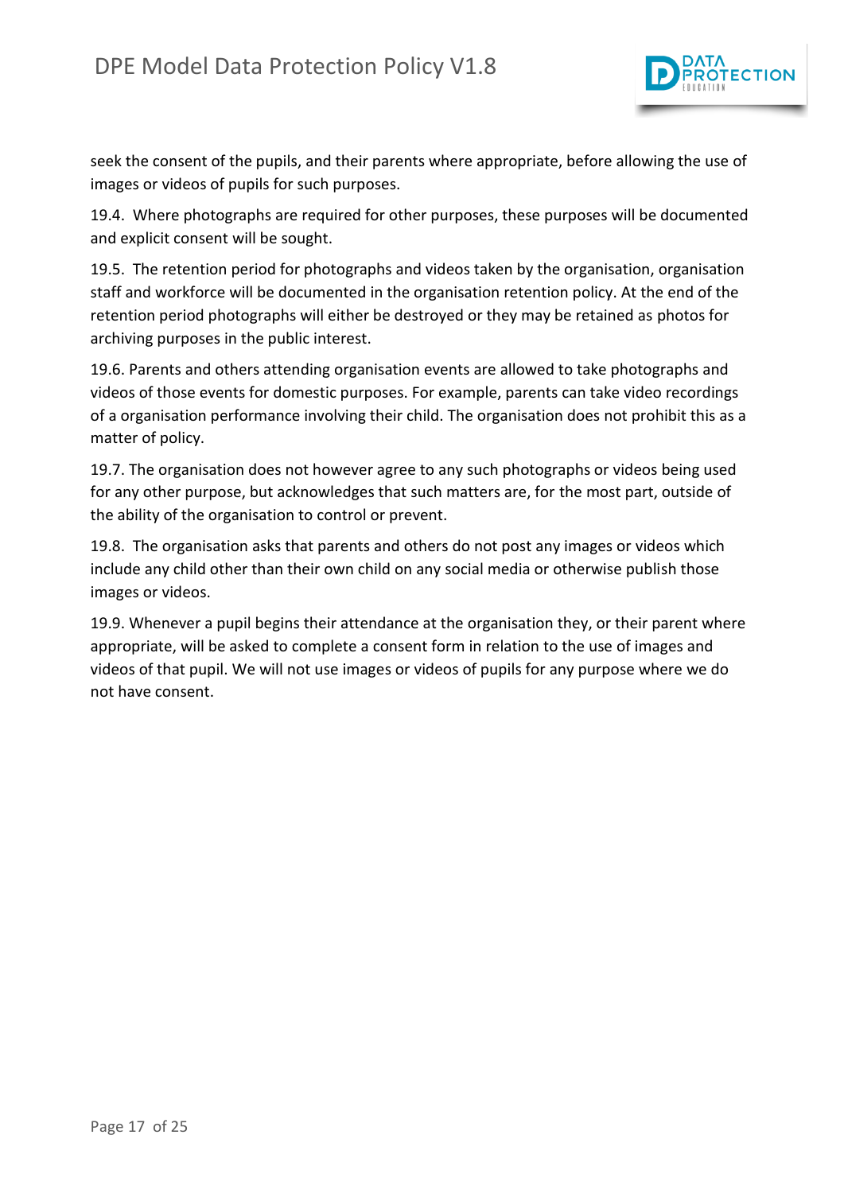seek the consent of the pupils, and their parents where appropriate, before allowing the use of images or videos of pupils for such purposes.

19.4. Where photographs are required for other purposes, these purposes will be documented and explicit consent will be sought.

19.5. The retention period for photographs and videos taken by the organisation, organisation staff and workforce will be documented in the organisation retention policy. At the end of the retention period photographs will either be destroyed or they may be retained as photos for archiving purposes in the public interest.

19.6. Parents and others attending organisation events are allowed to take photographs and videos of those events for domestic purposes. For example, parents can take video recordings of a organisation performance involving their child. The organisation does not prohibit this as a matter of policy.

19.7. The organisation does not however agree to any such photographs or videos being used for any other purpose, but acknowledges that such matters are, for the most part, outside of the ability of the organisation to control or prevent.

19.8. The organisation asks that parents and others do not post any images or videos which include any child other than their own child on any social media or otherwise publish those images or videos.

19.9. Whenever a pupil begins their attendance at the organisation they, or their parent where appropriate, will be asked to complete a consent form in relation to the use of images and videos of that pupil. We will not use images or videos of pupils for any purpose where we do not have consent.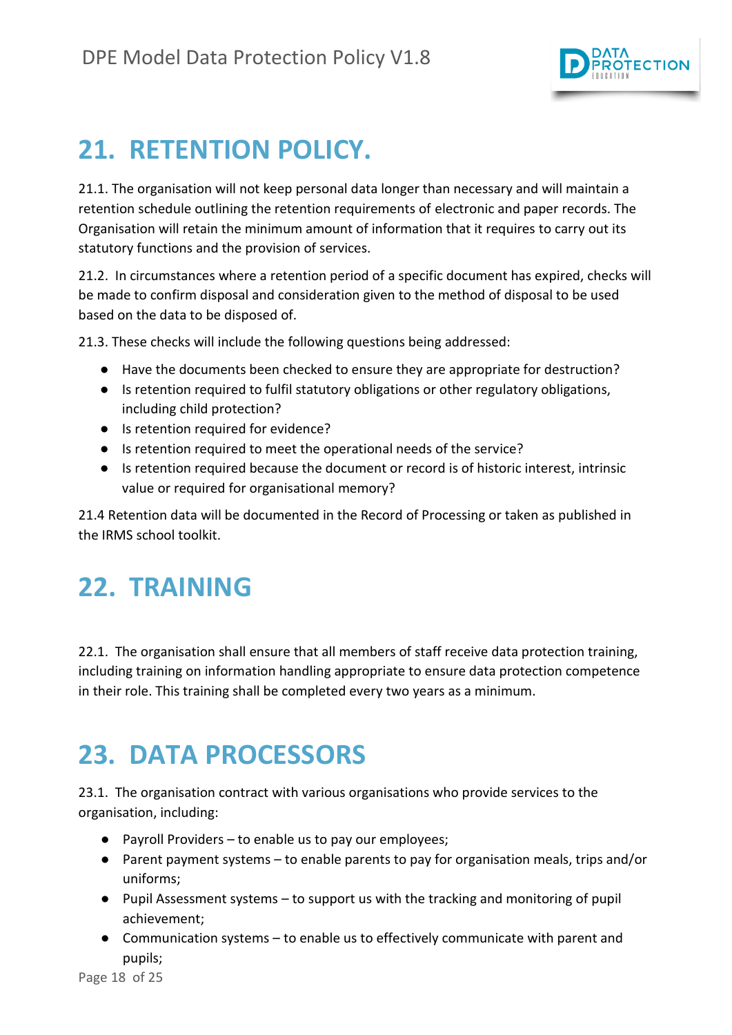# 21. RETENTION POLICY.

21.1. The organisation will not keep personal data longer than necessary and will maintain a retention schedule outlining the retention requirements of electronic and paper records. The Organisation will retain the minimum amount of information that it requires to carry out its statutory functions and the provision of services.

21.2. In circumstances where a retention period of a specific document has expired, checks will be made to confirm disposal and consideration given to the method of disposal to be used based on the data to be disposed of.

21.3. These checks will include the following questions being addressed:

- Have the documents been checked to ensure they are appropriate for destruction?
- Is retention required to fulfil statutory obligations or other regulatory obligations, including child protection?
- Is retention required for evidence?
- Is retention required to meet the operational needs of the service?
- Is retention required because the document or record is of historic interest, intrinsic value or required for organisational memory?

21.4 Retention data will be documented in the Record of Processing or taken as published in the IRMS school toolkit.

# 22. TRAINING

22.1. The organisation shall ensure that all members of staff receive data protection training, including training on information handling appropriate to ensure data protection competence in their role. This training shall be completed every two years as a minimum.

# 23. DATA PROCESSORS

23.1. The organisation contract with various organisations who provide services to the organisation, including:

- Payroll Providers – to enable us to pay our employees;
- Parent payment systems – to enable parents to pay for organisation meals, trips and/or uniforms;
- Pupil Assessment systems – to support us with the tracking and monitoring of pupil achievement;
- Communication systems – to enable us to effectively communicate with parent and pupils;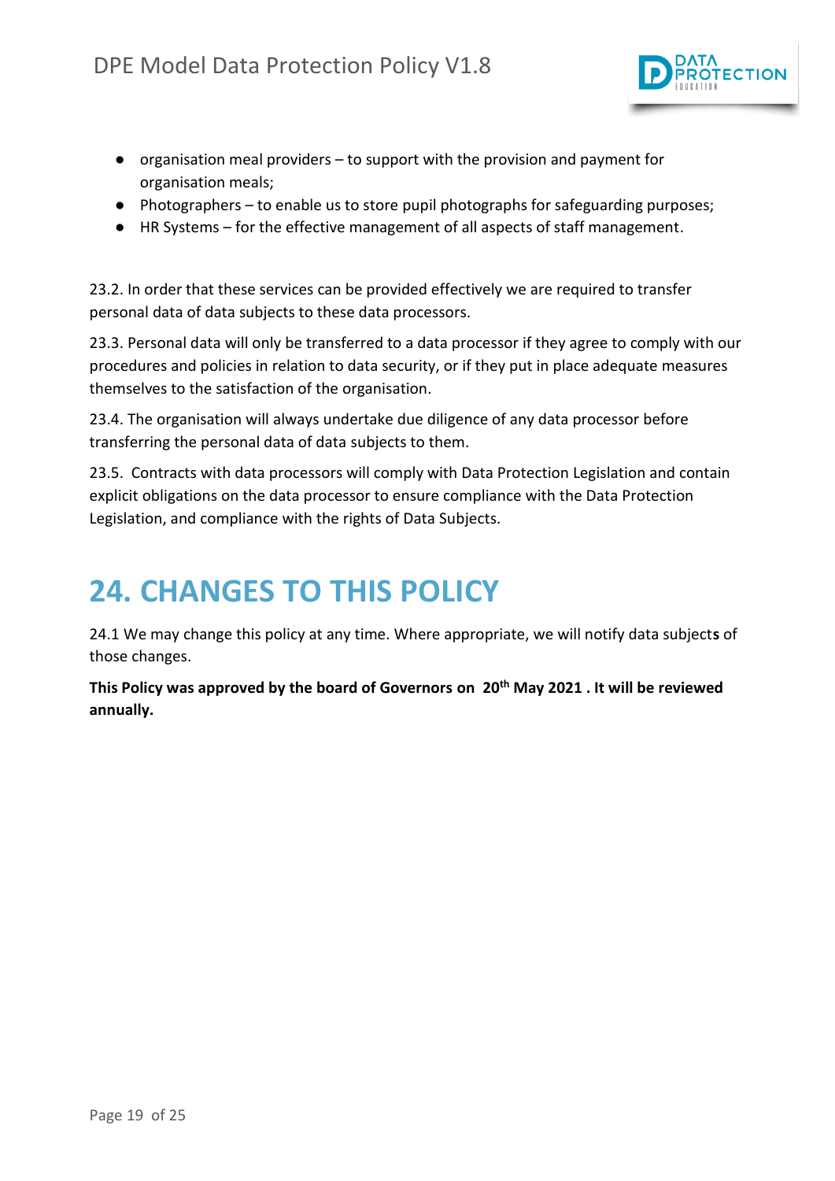- organisation meal providers – to support with the provision and payment for organisation meals;
- Photographers – to enable us to store pupil photographs for safeguarding purposes;
- HR Systems – for the effective management of all aspects of staff management.

23.2. In order that these services can be provided effectively we are required to transfer personal data of data subjects to these data processors.

23.3. Personal data will only be transferred to a data processor if they agree to comply with our procedures and policies in relation to data security, or if they put in place adequate measures themselves to the satisfaction of the organisation.

23.4. The organisation will always undertake due diligence of any data processor before transferring the personal data of data subjects to them.

23.5. Contracts with data processors will comply with Data Protection Legislation and contain explicit obligations on the data processor to ensure compliance with the Data Protection Legislation, and compliance with the rights of Data Subjects.

# 24. CHANGES TO THIS POLICY

24.1 We may change this policy at any time. Where appropriate, we will notify data subject**s** of those changes.

**This Policy was approved by the board of Governors on 20th May 2021 . It will be reviewed annually.**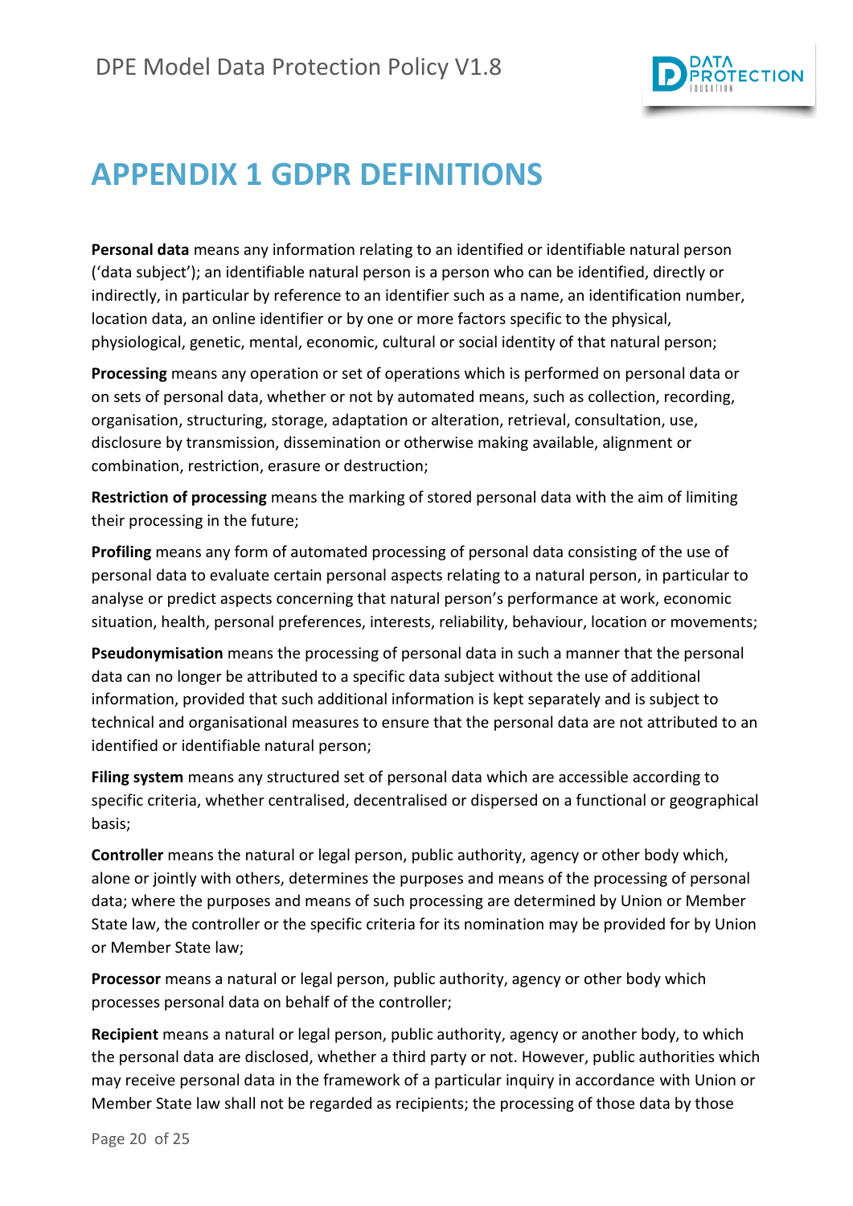# APPENDIX 1 GDPR DEFINITIONS

**Personal data** means any information relating to an identified or identifiable natural person ('data subject'); an identifiable natural person is a person who can be identified, directly or indirectly, in particular by reference to an identifier such as a name, an identification number, location data, an online identifier or by one or more factors specific to the physical, physiological, genetic, mental, economic, cultural or social identity of that natural person;

**Processing** means any operation or set of operations which is performed on personal data or on sets of personal data, whether or not by automated means, such as collection, recording, organisation, structuring, storage, adaptation or alteration, retrieval, consultation, use, disclosure by transmission, dissemination or otherwise making available, alignment or combination, restriction, erasure or destruction;

**Restriction of processing** means the marking of stored personal data with the aim of limiting their processing in the future;

**Profiling** means any form of automated processing of personal data consisting of the use of personal data to evaluate certain personal aspects relating to a natural person, in particular to analyse or predict aspects concerning that natural person's performance at work, economic situation, health, personal preferences, interests, reliability, behaviour, location or movements;

**Pseudonymisation** means the processing of personal data in such a manner that the personal data can no longer be attributed to a specific data subject without the use of additional information, provided that such additional information is kept separately and is subject to technical and organisational measures to ensure that the personal data are not attributed to an identified or identifiable natural person;

**Filing system** means any structured set of personal data which are accessible according to specific criteria, whether centralised, decentralised or dispersed on a functional or geographical basis;

**Controller** means the natural or legal person, public authority, agency or other body which, alone or jointly with others, determines the purposes and means of the processing of personal data; where the purposes and means of such processing are determined by Union or Member State law, the controller or the specific criteria for its nomination may be provided for by Union or Member State law;

**Processor** means a natural or legal person, public authority, agency or other body which processes personal data on behalf of the controller;

**Recipient** means a natural or legal person, public authority, agency or another body, to which the personal data are disclosed, whether a third party or not. However, public authorities which may receive personal data in the framework of a particular inquiry in accordance with Union or Member State law shall not be regarded as recipients; the processing of those data by those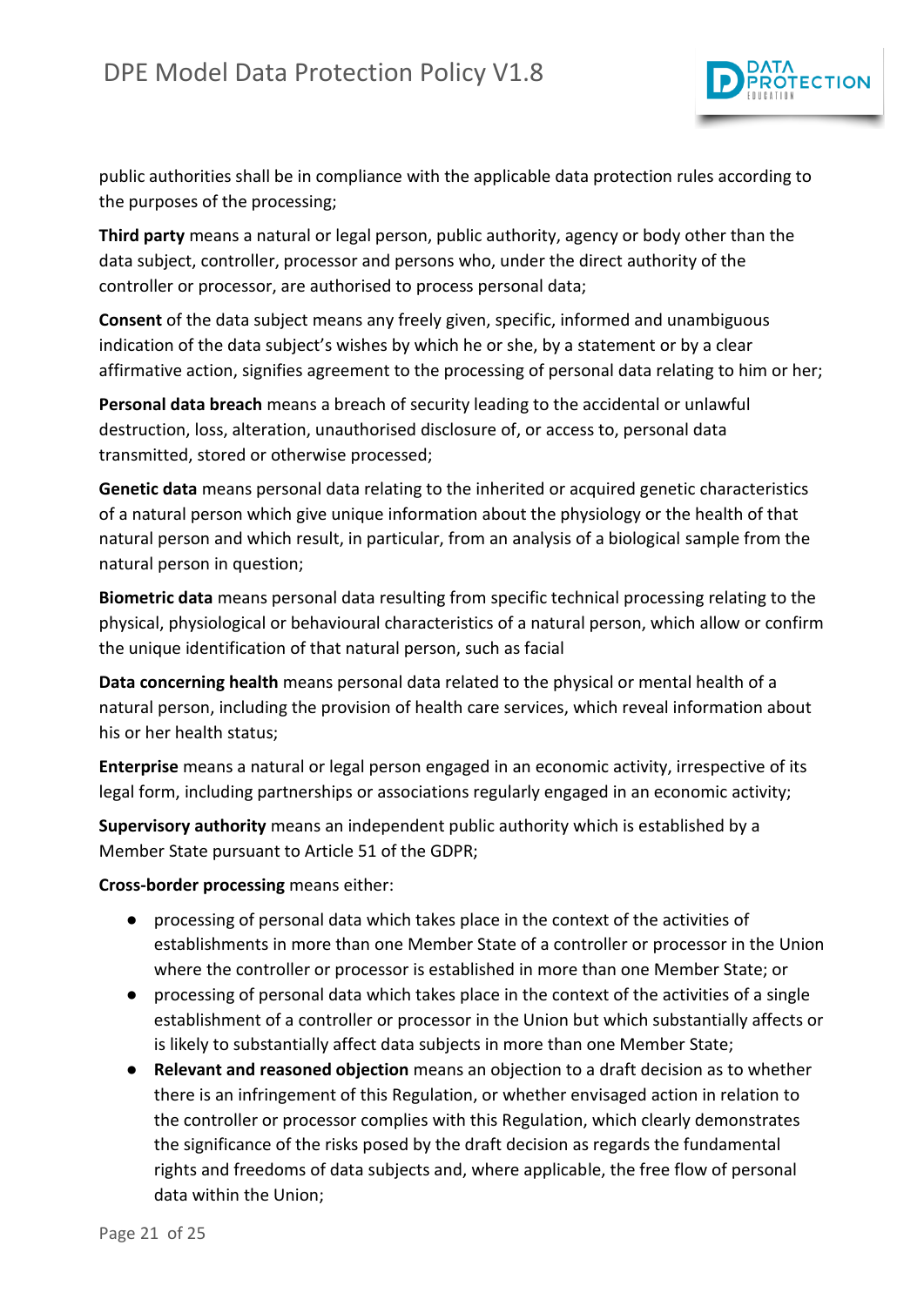public authorities shall be in compliance with the applicable data protection rules according to the purposes of the processing;

**Third party** means a natural or legal person, public authority, agency or body other than the data subject, controller, processor and persons who, under the direct authority of the controller or processor, are authorised to process personal data;

**Consent** of the data subject means any freely given, specific, informed and unambiguous indication of the data subject's wishes by which he or she, by a statement or by a clear affirmative action, signifies agreement to the processing of personal data relating to him or her;

**Personal data breach** means a breach of security leading to the accidental or unlawful destruction, loss, alteration, unauthorised disclosure of, or access to, personal data transmitted, stored or otherwise processed;

**Genetic data** means personal data relating to the inherited or acquired genetic characteristics of a natural person which give unique information about the physiology or the health of that natural person and which result, in particular, from an analysis of a biological sample from the natural person in question;

**Biometric data** means personal data resulting from specific technical processing relating to the physical, physiological or behavioural characteristics of a natural person, which allow or confirm the unique identification of that natural person, such as facial

**Data concerning health** means personal data related to the physical or mental health of a natural person, including the provision of health care services, which reveal information about his or her health status;

**Enterprise** means a natural or legal person engaged in an economic activity, irrespective of its legal form, including partnerships or associations regularly engaged in an economic activity;

**Supervisory authority** means an independent public authority which is established by a Member State pursuant to Article 51 of the GDPR;

**Cross-border processing** means either:

- processing of personal data which takes place in the context of the activities of establishments in more than one Member State of a controller or processor in the Union where the controller or processor is established in more than one Member State; or
- processing of personal data which takes place in the context of the activities of a single establishment of a controller or processor in the Union but which substantially affects or is likely to substantially affect data subjects in more than one Member State;
- **Relevant and reasoned objection** means an objection to a draft decision as to whether there is an infringement of this Regulation, or whether envisaged action in relation to the controller or processor complies with this Regulation, which clearly demonstrates the significance of the risks posed by the draft decision as regards the fundamental rights and freedoms of data subjects and, where applicable, the free flow of personal data within the Union;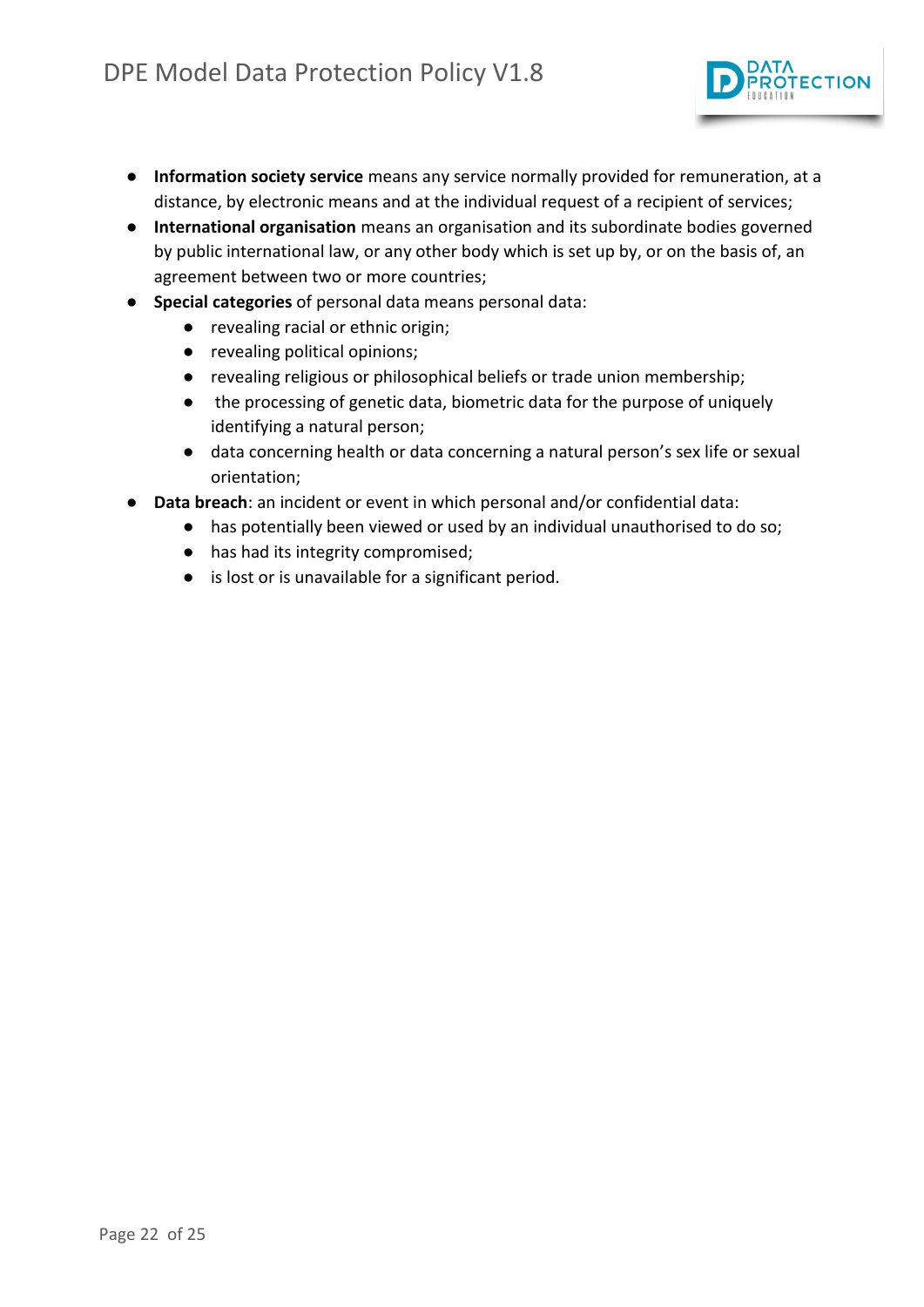- **Information society service** means any service normally provided for remuneration, at a distance, by electronic means and at the individual request of a recipient of services;
- **International organisation** means an organisation and its subordinate bodies governed by public international law, or any other body which is set up by, or on the basis of, an agreement between two or more countries;
- **Special categories** of personal data means personal data:
    - revealing racial or ethnic origin;
    - revealing political opinions;
    - revealing religious or philosophical beliefs or trade union membership;
    - the processing of genetic data, biometric data for the purpose of uniquely identifying a natural person;
    - data concerning health or data concerning a natural person's sex life or sexual orientation;
- **Data breach**: an incident or event in which personal and/or confidential data:
    - has potentially been viewed or used by an individual unauthorised to do so;
    - has had its integrity compromised;
    - is lost or is unavailable for a significant period.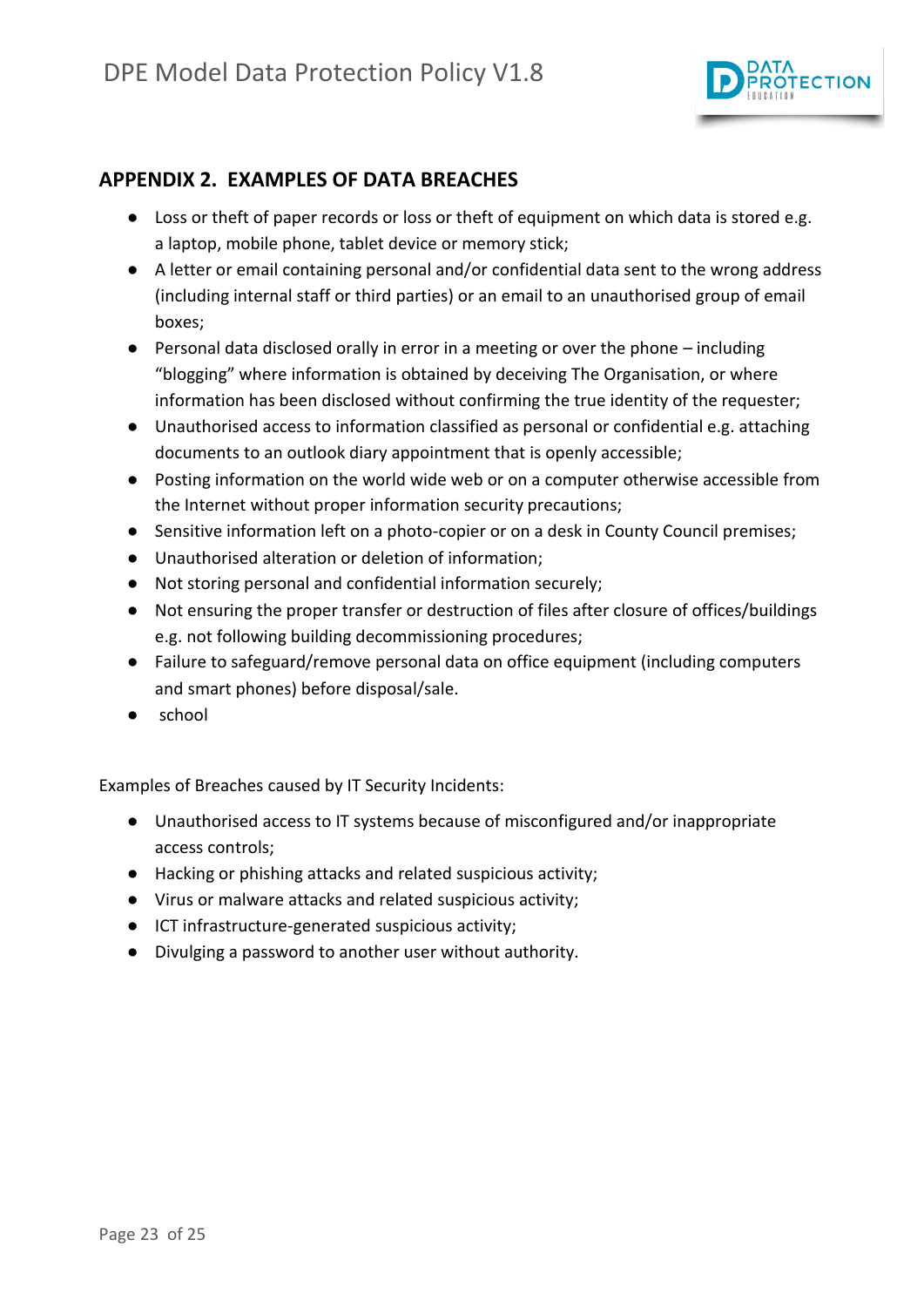## APPENDIX 2. EXAMPLES OF DATA BREACHES

- Loss or theft of paper records or loss or theft of equipment on which data is stored e.g. a laptop, mobile phone, tablet device or memory stick;
- A letter or email containing personal and/or confidential data sent to the wrong address (including internal staff or third parties) or an email to an unauthorised group of email boxes;
- Personal data disclosed orally in error in a meeting or over the phone – including "blogging" where information is obtained by deceiving The Organisation, or where information has been disclosed without confirming the true identity of the requester;
- Unauthorised access to information classified as personal or confidential e.g. attaching documents to an outlook diary appointment that is openly accessible;
- Posting information on the world wide web or on a computer otherwise accessible from the Internet without proper information security precautions;
- Sensitive information left on a photo-copier or on a desk in County Council premises;
- Unauthorised alteration or deletion of information;
- Not storing personal and confidential information securely;
- Not ensuring the proper transfer or destruction of files after closure of offices/buildings e.g. not following building decommissioning procedures;
- Failure to safeguard/remove personal data on office equipment (including computers and smart phones) before disposal/sale.
- school

Examples of Breaches caused by IT Security Incidents:

- Unauthorised access to IT systems because of misconfigured and/or inappropriate access controls;
- Hacking or phishing attacks and related suspicious activity;
- Virus or malware attacks and related suspicious activity;
- ICT infrastructure-generated suspicious activity;
- Divulging a password to another user without authority.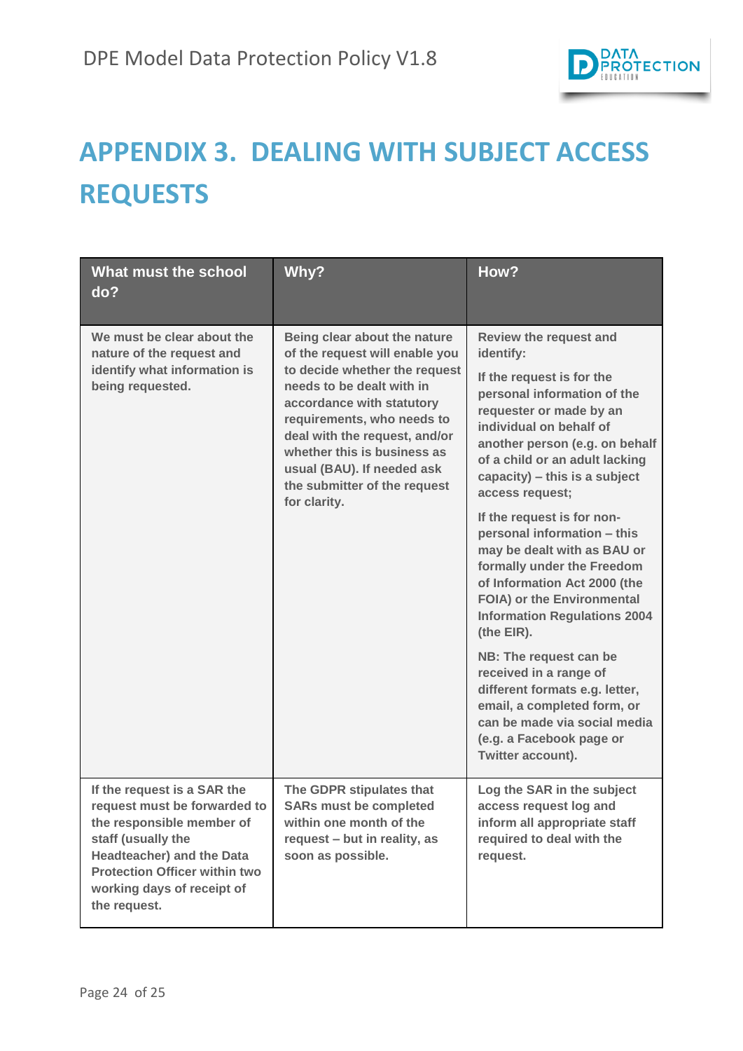# APPENDIX 3. DEALING WITH SUBJECT ACCESS REQUESTS

| What must the school do? | Why? | How? |
|---|---|---|
| We must be clear about the nature of the request and identify what information is being requested. | Being clear about the nature of the request will enable you to decide whether the request needs to be dealt with in accordance with statutory requirements, who needs to deal with the request, and/or whether this is business as usual (BAU). If needed ask the submitter of the request for clarity. | Review the request and identify:<br><br>If the request is for the personal information of the requester or made by an individual on behalf of another person (e.g. on behalf of a child or an adult lacking capacity) – this is a subject access request;<br><br>If the request is for non-personal information – this may be dealt with as BAU or formally under the Freedom of Information Act 2000 (the FOIA) or the Environmental Information Regulations 2004 (the EIR).<br><br>NB: The request can be received in a range of different formats e.g. letter, email, a completed form, or can be made via social media (e.g. a Facebook page or Twitter account). |
| If the request is a SAR the request must be forwarded to the responsible member of staff (usually the Headteacher) and the Data Protection Officer within two working days of receipt of the request. | The GDPR stipulates that SARs must be completed within one month of the request – but in reality, as soon as possible. | Log the SAR in the subject access request log and inform all appropriate staff required to deal with the request. |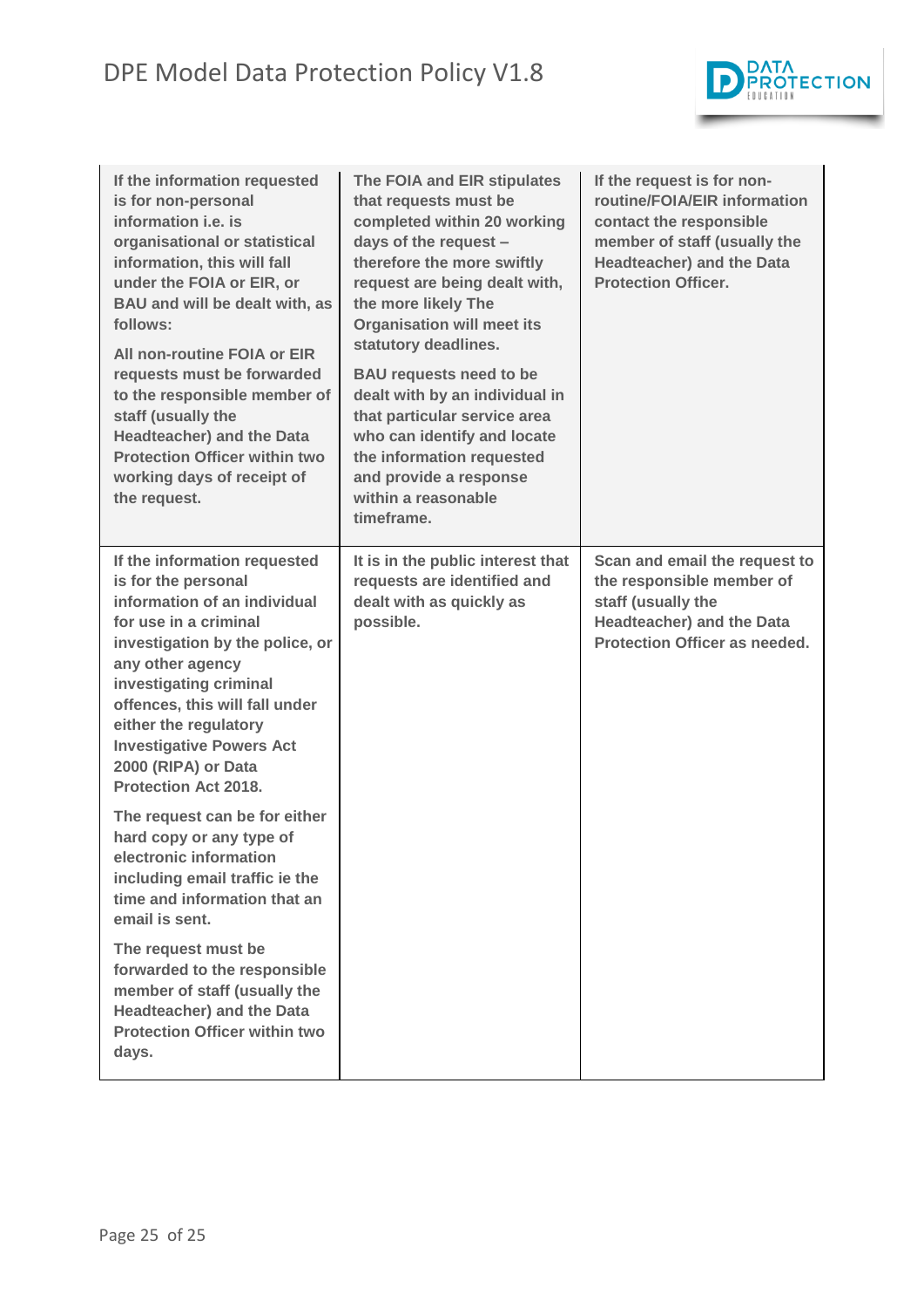| | | |
|---|---|---|
| If the information requested is for non-personal information i.e. is organisational or statistical information, this will fall under the FOIA or EIR, or BAU and will be dealt with, as follows:<br><br>All non-routine FOIA or EIR requests must be forwarded to the responsible member of staff (usually the Headteacher) and the Data Protection Officer within two working days of receipt of the request. | The FOIA and EIR stipulates that requests must be completed within 20 working days of the request – therefore the more swiftly request are being dealt with, the more likely The Organisation will meet its statutory deadlines.<br><br>BAU requests need to be dealt with by an individual in that particular service area who can identify and locate the information requested and provide a response within a reasonable timeframe. | If the request is for non-routine/FOIA/EIR information contact the responsible member of staff (usually the Headteacher) and the Data Protection Officer. |
| If the information requested is for the personal information of an individual for use in a criminal investigation by the police, or any other agency investigating criminal offences, this will fall under either the regulatory Investigative Powers Act 2000 (RIPA) or Data Protection Act 2018.<br><br>The request can be for either hard copy or any type of electronic information including email traffic ie the time and information that an email is sent.<br><br>The request must be forwarded to the responsible member of staff (usually the Headteacher) and the Data Protection Officer within two days. | It is in the public interest that requests are identified and dealt with as quickly as possible. | Scan and email the request to the responsible member of staff (usually the Headteacher) and the Data Protection Officer as needed. |